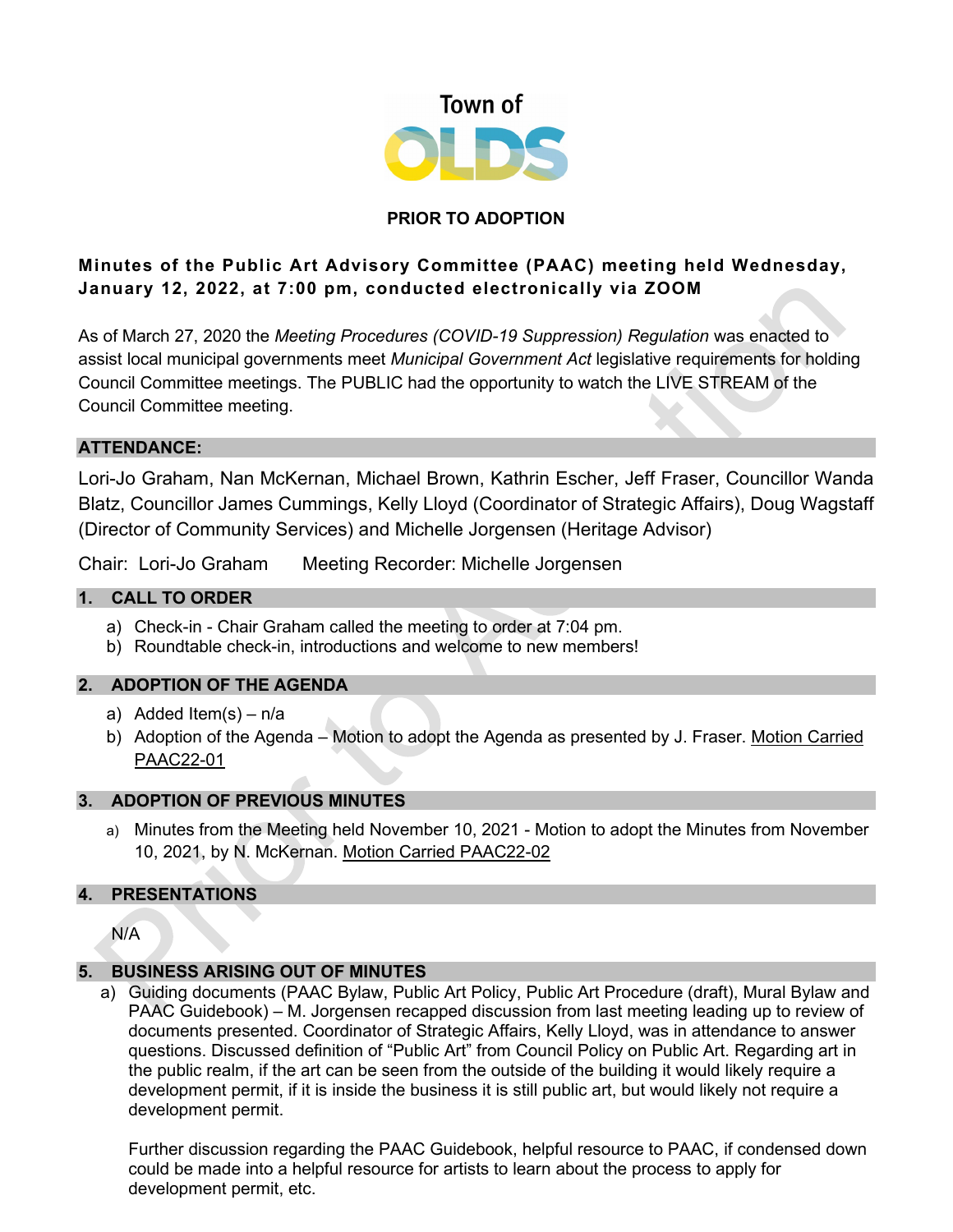Town of OLDS

**PRIOR TO ADOPTION**

**Minutes of the Public Art Advisory Committee (PAAC) meeting held Wednesday, January 12, 2022, at 7:00 pm, conducted electronically via ZOOM**

As of March 27, 2020 the *Meeting Procedures (COVID-19 Suppression) Regulation* was enacted to assist local municipal governments meet *Municipal Government Act* legislative requirements for holding Council Committee meetings. The PUBLIC had the opportunity to watch the LIVE STREAM of the Council Committee meeting.

## ATTENDANCE:

Lori-Jo Graham, Nan McKernan, Michael Brown, Kathrin Escher, Jeff Fraser, Councillor Wanda Blatz, Councillor James Cummings, Kelly Lloyd (Coordinator of Strategic Affairs), Doug Wagstaff (Director of Community Services) and Michelle Jorgensen (Heritage Advisor)

Chair: Lori-Jo Graham    Meeting Recorder: Michelle Jorgensen

## 1. CALL TO ORDER

a) Check-in - Chair Graham called the meeting to order at 7:04 pm.
b) Roundtable check-in, introductions and welcome to new members!

## 2. ADOPTION OF THE AGENDA

a) Added Item(s) – n/a
b) Adoption of the Agenda – Motion to adopt the Agenda as presented by J. Fraser. Motion Carried PAAC22-01

## 3. ADOPTION OF PREVIOUS MINUTES

a) Minutes from the Meeting held November 10, 2021 - Motion to adopt the Minutes from November 10, 2021, by N. McKernan. Motion Carried PAAC22-02

## 4. PRESENTATIONS

N/A

## 5. BUSINESS ARISING OUT OF MINUTES

a) Guiding documents (PAAC Bylaw, Public Art Policy, Public Art Procedure (draft), Mural Bylaw and PAAC Guidebook) – M. Jorgensen recapped discussion from last meeting leading up to review of documents presented. Coordinator of Strategic Affairs, Kelly Lloyd, was in attendance to answer questions. Discussed definition of "Public Art" from Council Policy on Public Art. Regarding art in the public realm, if the art can be seen from the outside of the building it would likely require a development permit, if it is inside the business it is still public art, but would likely not require a development permit.

Further discussion regarding the PAAC Guidebook, helpful resource to PAAC, if condensed down could be made into a helpful resource for artists to learn about the process to apply for development permit, etc.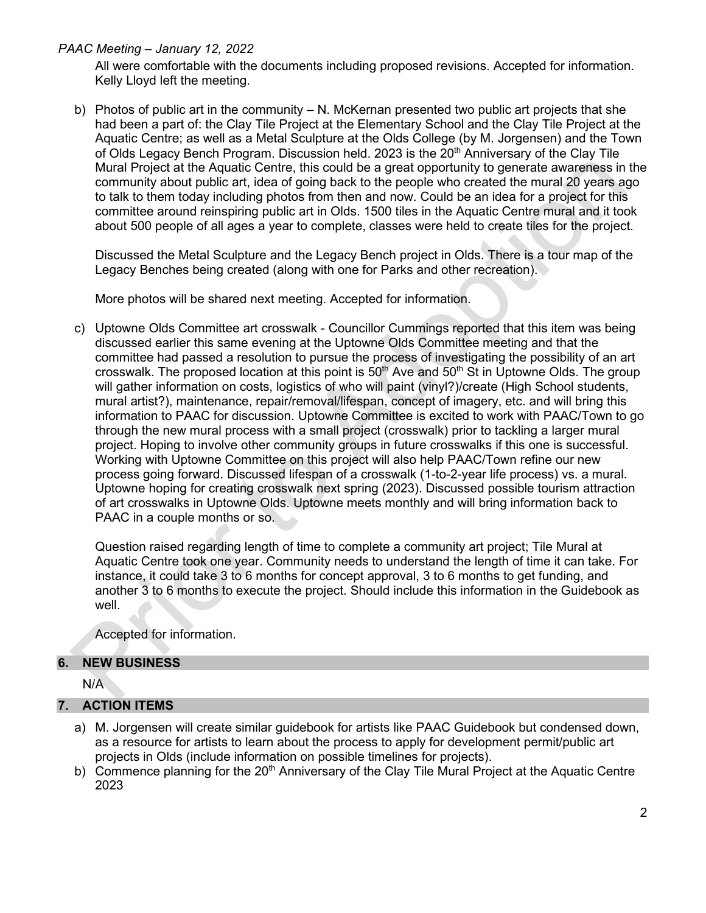All were comfortable with the documents including proposed revisions. Accepted for information. Kelly Lloyd left the meeting.

b) Photos of public art in the community – N. McKernan presented two public art projects that she had been a part of: the Clay Tile Project at the Elementary School and the Clay Tile Project at the Aquatic Centre; as well as a Metal Sculpture at the Olds College (by M. Jorgensen) and the Town of Olds Legacy Bench Program. Discussion held. 2023 is the 20th Anniversary of the Clay Tile Mural Project at the Aquatic Centre, this could be a great opportunity to generate awareness in the community about public art, idea of going back to the people who created the mural 20 years ago to talk to them today including photos from then and now. Could be an idea for a project for this committee around reinspiring public art in Olds. 1500 tiles in the Aquatic Centre mural and it took about 500 people of all ages a year to complete, classes were held to create tiles for the project.

   Discussed the Metal Sculpture and the Legacy Bench project in Olds. There is a tour map of the Legacy Benches being created (along with one for Parks and other recreation).

   More photos will be shared next meeting. Accepted for information.

c) Uptowne Olds Committee art crosswalk - Councillor Cummings reported that this item was being discussed earlier this same evening at the Uptowne Olds Committee meeting and that the committee had passed a resolution to pursue the process of investigating the possibility of an art crosswalk. The proposed location at this point is 50th Ave and 50th St in Uptowne Olds. The group will gather information on costs, logistics of who will paint (vinyl?)/create (High School students, mural artist?), maintenance, repair/removal/lifespan, concept of imagery, etc. and will bring this information to PAAC for discussion. Uptowne Committee is excited to work with PAAC/Town to go through the new mural process with a small project (crosswalk) prior to tackling a larger mural project. Hoping to involve other community groups in future crosswalks if this one is successful. Working with Uptowne Committee on this project will also help PAAC/Town refine our new process going forward. Discussed lifespan of a crosswalk (1-to-2-year life process) vs. a mural. Uptowne hoping for creating crosswalk next spring (2023). Discussed possible tourism attraction of art crosswalks in Uptowne Olds. Uptowne meets monthly and will bring information back to PAAC in a couple months or so.

   Question raised regarding length of time to complete a community art project; Tile Mural at Aquatic Centre took one year. Community needs to understand the length of time it can take. For instance, it could take 3 to 6 months for concept approval, 3 to 6 months to get funding, and another 3 to 6 months to execute the project. Should include this information in the Guidebook as well.

   Accepted for information.

## 6. NEW BUSINESS

N/A

## 7. ACTION ITEMS

a) M. Jorgensen will create similar guidebook for artists like PAAC Guidebook but condensed down, as a resource for artists to learn about the process to apply for development permit/public art projects in Olds (include information on possible timelines for projects).
b) Commence planning for the 20th Anniversary of the Clay Tile Mural Project at the Aquatic Centre 2023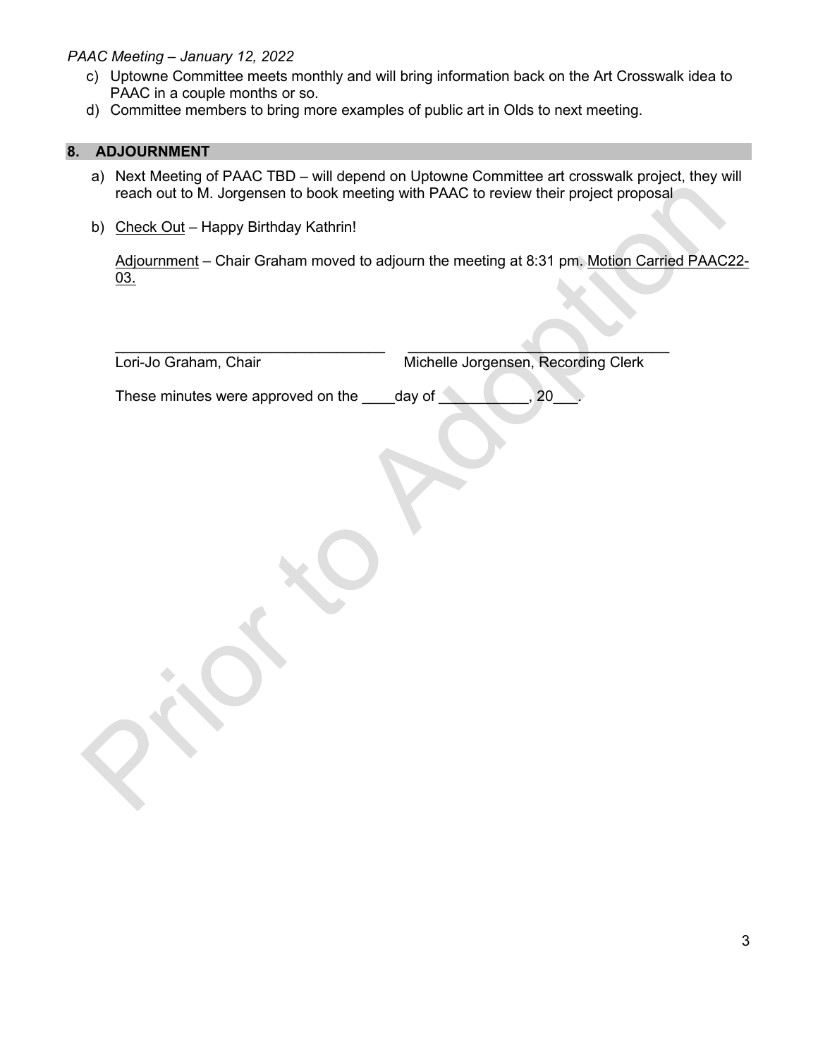c) Uptowne Committee meets monthly and will bring information back on the Art Crosswalk idea to PAAC in a couple months or so.
d) Committee members to bring more examples of public art in Olds to next meeting.

## 8. ADJOURNMENT

a) Next Meeting of PAAC TBD – will depend on Uptowne Committee art crosswalk project, they will reach out to M. Jorgensen to book meeting with PAAC to review their project proposal

b) Check Out – Happy Birthday Kathrin!

Adjournment – Chair Graham moved to adjourn the meeting at 8:31 pm. Motion Carried PAAC22-03.

___________________________________ ___________________________________
Lori-Jo Graham, Chair Michelle Jorgensen, Recording Clerk

These minutes were approved on the ____day of ___________, 20___.

Prior to Adoption